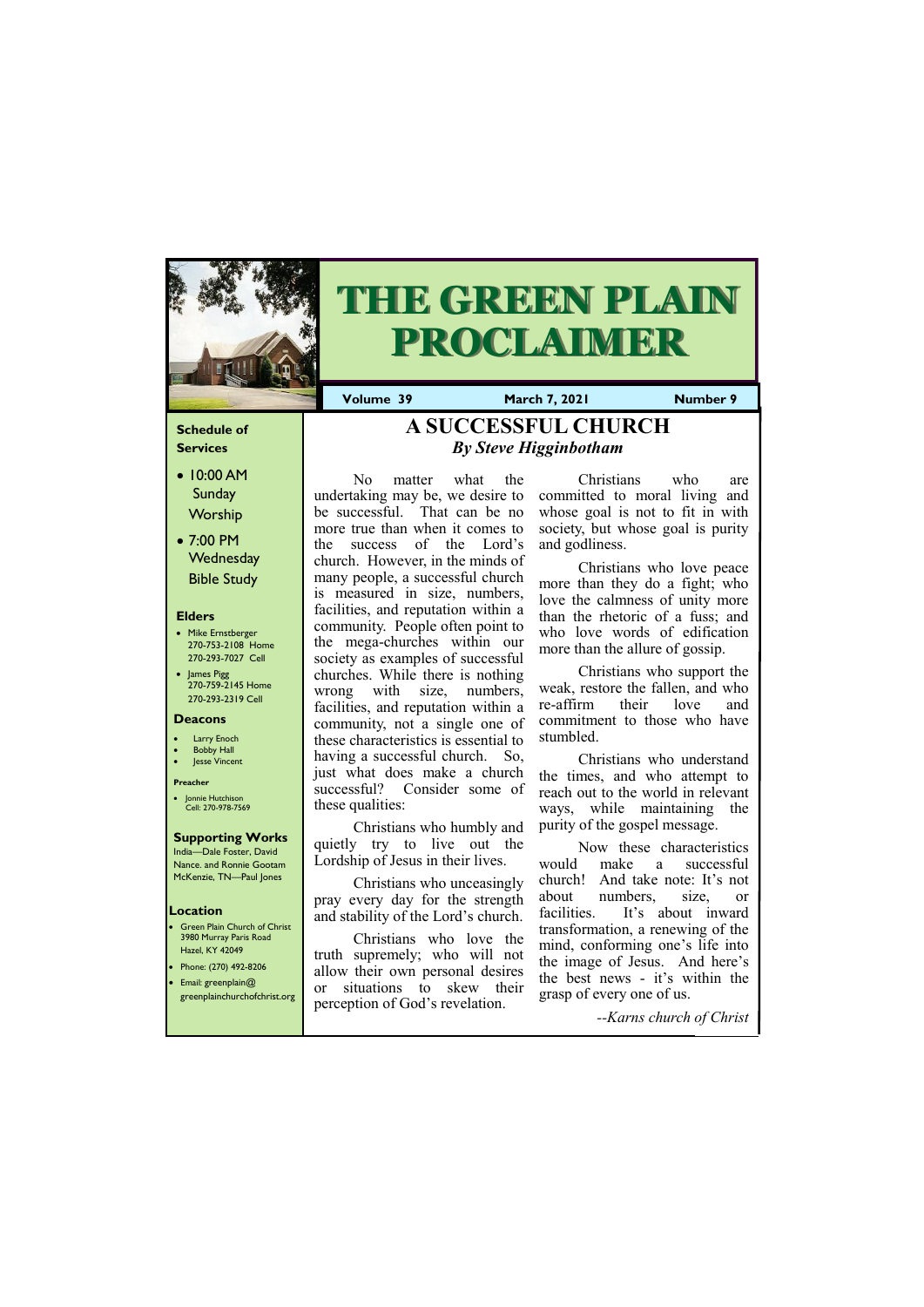# THE GREEN PLAIN PROCLAIMER

**Volume 39** | **March 7, 2021** | **Number 9**

### Schedule of Services

- 10:00 AM Sunday Worship
- 7:00 PM Wednesday Bible Study

### Elders

- Mike Ernstberger 270-753-2108 Home 270-293-7027 Cell
- James Pigg 270-759-2145 Home 270-293-2319 Cell

### Deacons

- Larry Enoch
- Bobby Hall
- Jesse Vincent

### Preacher

- Jonnie Hutchison Cell: 270-978-7569

### Supporting Works

India—Dale Foster, David Nance. and Ronnie Gootam McKenzie, TN—Paul Jones

### Location

- Green Plain Church of Christ 3980 Murray Paris Road Hazel, KY 42049
- Phone: (270) 492-8206
- Email: greenplain@greenplainchurchofchrist.org

## A SUCCESSFUL CHURCH

***By Steve Higginbotham***

No matter what the undertaking may be, we desire to be successful. That can be no more true than when it comes to the success of the Lord's church. However, in the minds of many people, a successful church is measured in size, numbers, facilities, and reputation within a community. People often point to the mega-churches within our society as examples of successful churches. While there is nothing wrong with size, numbers, facilities, and reputation within a community, not a single one of these characteristics is essential to having a successful church. So, just what does make a church successful? Consider some of these qualities:

Christians who humbly and quietly try to live out the Lordship of Jesus in their lives.

Christians who unceasingly pray every day for the strength and stability of the Lord's church.

Christians who love the truth supremely; who will not allow their own personal desires or situations to skew their perception of God's revelation.

Christians who are committed to moral living and whose goal is not to fit in with society, but whose goal is purity and godliness.

Christians who love peace more than they do a fight; who love the calmness of unity more than the rhetoric of a fuss; and who love words of edification more than the allure of gossip.

Christians who support the weak, restore the fallen, and who re-affirm their love and commitment to those who have stumbled.

Christians who understand the times, and who attempt to reach out to the world in relevant ways, while maintaining the purity of the gospel message.

Now these characteristics would make a successful church! And take note: It's not about numbers, size, or facilities. It's about inward transformation, a renewing of the mind, conforming one's life into the image of Jesus. And here's the best news - it's within the grasp of every one of us.

*--Karns church of Christ*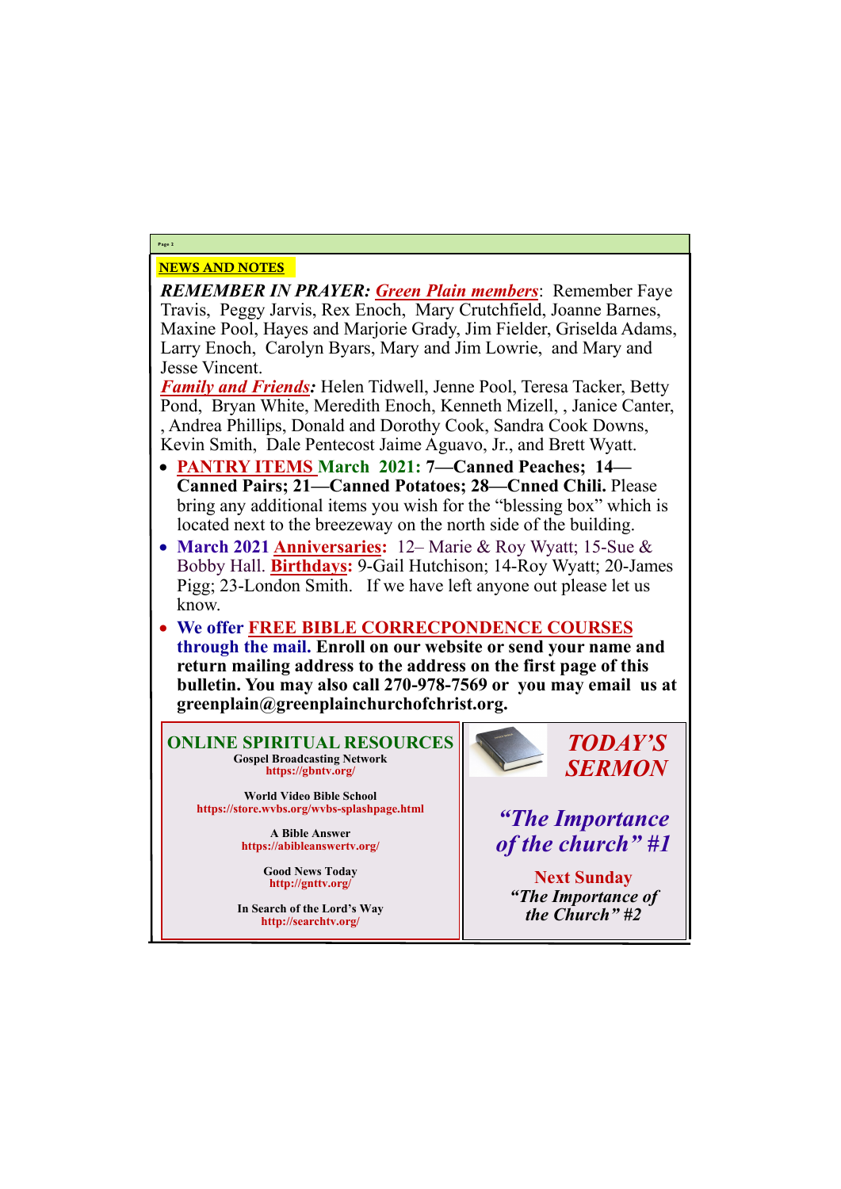## NEWS AND NOTES

***REMEMBER IN PRAYER:*** ***Green Plain members***: Remember Faye Travis, Peggy Jarvis, Rex Enoch, Mary Crutchfield, Joanne Barnes, Maxine Pool, Hayes and Marjorie Grady, Jim Fielder, Griselda Adams, Larry Enoch, Carolyn Byars, Mary and Jim Lowrie, and Mary and Jesse Vincent.

***Family and Friends:*** Helen Tidwell, Jenne Pool, Teresa Tacker, Betty Pond, Bryan White, Meredith Enoch, Kenneth Mizell, , Janice Canter, , Andrea Phillips, Donald and Dorothy Cook, Sandra Cook Downs, Kevin Smith, Dale Pentecost Jaime Aguavo, Jr., and Brett Wyatt.

- **PANTRY ITEMS March 2021: 7—Canned Peaches; 14—Canned Pairs; 21—Canned Potatoes; 28—Cnned Chili.** Please bring any additional items you wish for the "blessing box" which is located next to the breezeway on the north side of the building.
- **March 2021 Anniversaries:** 12– Marie & Roy Wyatt; 15-Sue & Bobby Hall. **Birthdays:** 9-Gail Hutchison; 14-Roy Wyatt; 20-James Pigg; 23-London Smith. If we have left anyone out please let us know.
- **We offer FREE BIBLE CORRECPONDENCE COURSES through the mail. Enroll on our website or send your name and return mailing address to the address on the first page of this bulletin. You may also call 270-978-7569 or you may email us at greenplain@greenplainchurchofchrist.org.**

### ONLINE SPIRITUAL RESOURCES

**Gospel Broadcasting Network**
https://gbntv.org/

**World Video Bible School**
https://store.wvbs.org/wvbs-splashpage.html

**A Bible Answer**
https://abibleanswertv.org/

**Good News Today**
http://gnttv.org/

**In Search of the Lord's Way**
http://searchtv.org/

### *TODAY'S SERMON*

***"The Importance of the church" #1***

**Next Sunday**

***"The Importance of the Church" #2***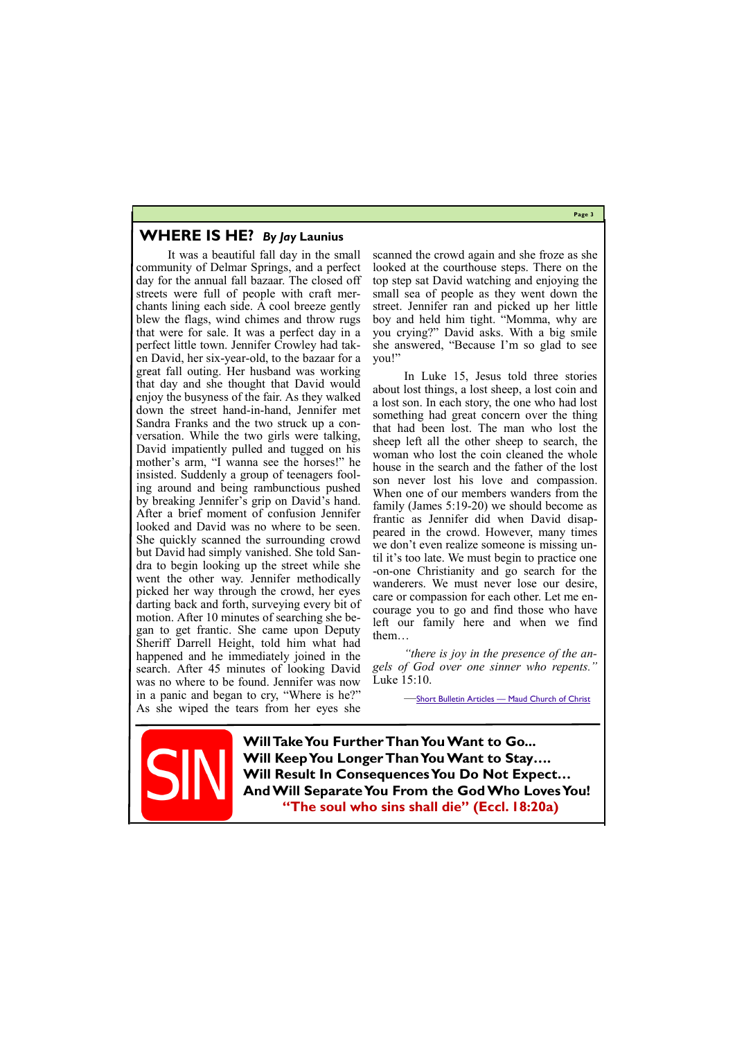## WHERE IS HE? *By Jay* Launius

It was a beautiful fall day in the small community of Delmar Springs, and a perfect day for the annual fall bazaar. The closed off streets were full of people with craft merchants lining each side. A cool breeze gently blew the flags, wind chimes and throw rugs that were for sale. It was a perfect day in a perfect little town. Jennifer Crowley had taken David, her six-year-old, to the bazaar for a great fall outing. Her husband was working that day and she thought that David would enjoy the busyness of the fair. As they walked down the street hand-in-hand, Jennifer met Sandra Franks and the two struck up a conversation. While the two girls were talking, David impatiently pulled and tugged on his mother's arm, "I wanna see the horses!" he insisted. Suddenly a group of teenagers fooling around and being rambunctious pushed by breaking Jennifer's grip on David's hand. After a brief moment of confusion Jennifer looked and David was no where to be seen. She quickly scanned the surrounding crowd but David had simply vanished. She told Sandra to begin looking up the street while she went the other way. Jennifer methodically picked her way through the crowd, her eyes darting back and forth, surveying every bit of motion. After 10 minutes of searching she began to get frantic. She came upon Deputy Sheriff Darrell Height, told him what had happened and he immediately joined in the search. After 45 minutes of looking David was no where to be found. Jennifer was now in a panic and began to cry, "Where is he?" As she wiped the tears from her eyes she scanned the crowd again and she froze as she looked at the courthouse steps. There on the top step sat David watching and enjoying the small sea of people as they went down the street. Jennifer ran and picked up her little boy and held him tight. "Momma, why are you crying?" David asks. With a big smile she answered, "Because I'm so glad to see you!"

In Luke 15, Jesus told three stories about lost things, a lost sheep, a lost coin and a lost son. In each story, the one who had lost something had great concern over the thing that had been lost. The man who lost the sheep left all the other sheep to search, the woman who lost the coin cleaned the whole house in the search and the father of the lost son never lost his love and compassion. When one of our members wanders from the family (James 5:19-20) we should become as frantic as Jennifer did when David disappeared in the crowd. However, many times we don't even realize someone is missing until it's too late. We must begin to practice one-on-one Christianity and go search for the wanderers. We must never lose our desire, care or compassion for each other. Let me encourage you to go and find those who have left our family here and when we find them…

*"there is joy in the presence of the angels of God over one sinner who repents."* Luke 15:10.

—Short Bulletin Articles — Maud Church of Christ

---

SIN

**Will Take You Further Than You Want to Go...**
**Will Keep You Longer Than You Want to Stay….**
**Will Result In Consequences You Do Not Expect…**
**And Will Separate You From the God Who Loves You!**
**"The soul who sins shall die" (Eccl. 18:20a)**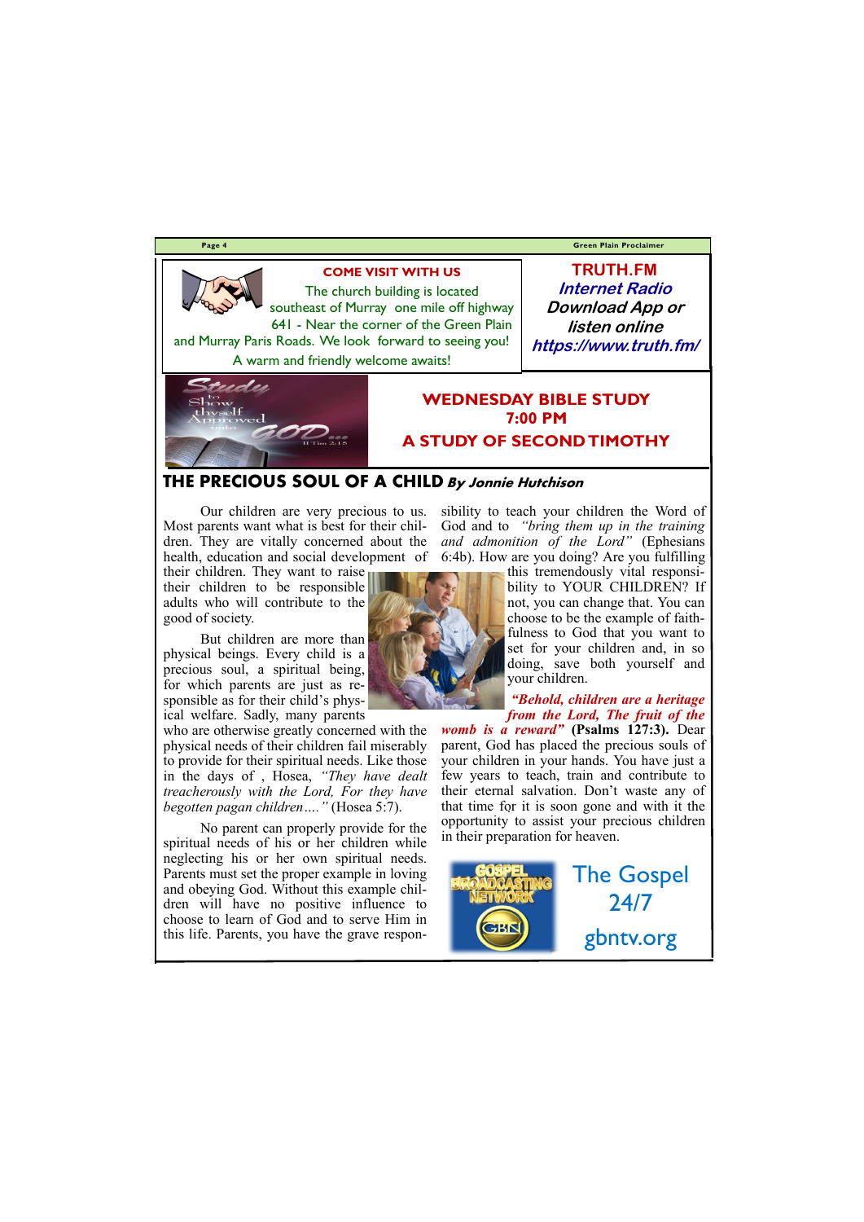## COME VISIT WITH US

The church building is located southeast of Murray one mile off highway 641 - Near the corner of the Green Plain and Murray Paris Roads. We look forward to seeing you! A warm and friendly welcome awaits!

## TRUTH.FM

***Internet Radio***

***Download App or listen online***

***https://www.truth.fm/***

## WEDNESDAY BIBLE STUDY

## 7:00 PM

## A STUDY OF SECOND TIMOTHY

## THE PRECIOUS SOUL OF A CHILD *By Jonnie Hutchison*

Our children are very precious to us. Most parents want what is best for their children. They are vitally concerned about the health, education and social development of their children. They want to raise their children to be responsible adults who will contribute to the good of society.

But children are more than physical beings. Every child is a precious soul, a spiritual being, for which parents are just as responsible as for their child's physical welfare. Sadly, many parents who are otherwise greatly concerned with the physical needs of their children fail miserably to provide for their spiritual needs. Like those in the days of , Hosea, *"They have dealt treacherously with the Lord, For they have begotten pagan children…."* (Hosea 5:7).

No parent can properly provide for the spiritual needs of his or her children while neglecting his or her own spiritual needs. Parents must set the proper example in loving and obeying God. Without this example children will have no positive influence to choose to learn of God and to serve Him in this life. Parents, you have the grave responsibility to teach your children the Word of God and to *"bring them up in the training and admonition of the Lord"* (Ephesians 6:4b). How are you doing? Are you fulfilling this tremendously vital responsibility to YOUR CHILDREN? If not, you can change that. You can choose to be the example of faithfulness to God that you want to set for your children and, in so doing, save both yourself and your children.

***"Behold, children are a heritage from the Lord, The fruit of the womb is a reward"*** **(Psalms 127:3).** Dear parent, God has placed the precious souls of your children in your hands. You have just a few years to teach, train and contribute to their eternal salvation. Don't waste any of that time for it is soon gone and with it the opportunity to assist your precious children in their preparation for heaven.

The Gospel 24/7

gbntv.org